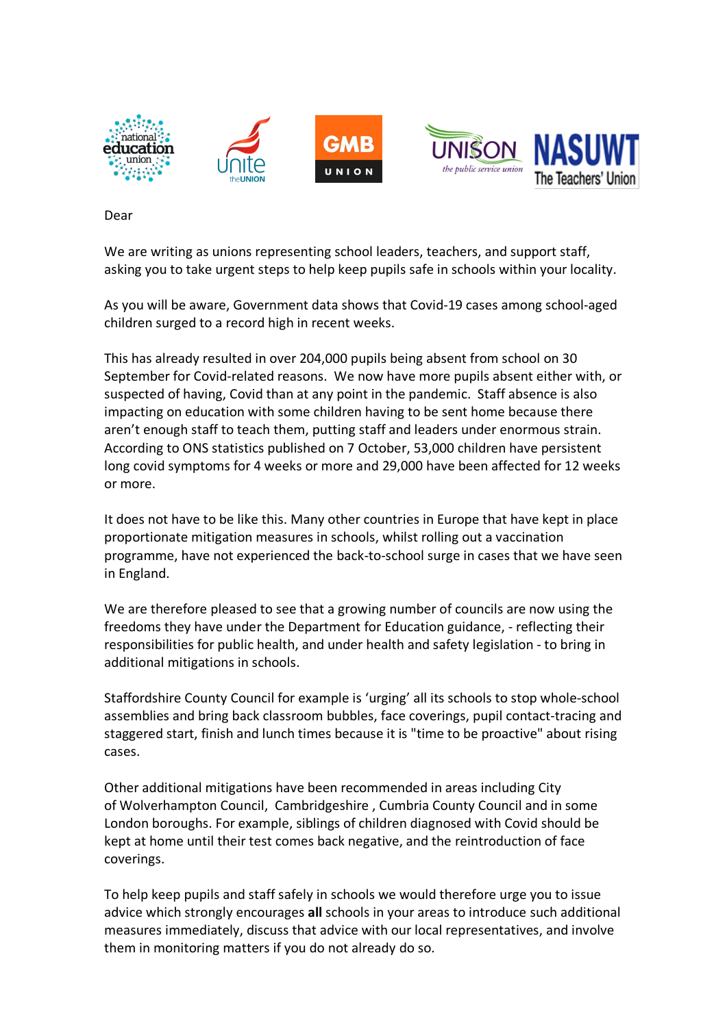Dear

We are writing as unions representing school leaders, teachers, and support staff, asking you to take urgent steps to help keep pupils safe in schools within your locality.

As you will be aware, Government data shows that Covid-19 cases among school-aged children surged to a record high in recent weeks.

This has already resulted in over 204,000 pupils being absent from school on 30 September for Covid-related reasons. We now have more pupils absent either with, or suspected of having, Covid than at any point in the pandemic. Staff absence is also impacting on education with some children having to be sent home because there aren't enough staff to teach them, putting staff and leaders under enormous strain. According to ONS statistics published on 7 October, 53,000 children have persistent long covid symptoms for 4 weeks or more and 29,000 have been affected for 12 weeks or more.

It does not have to be like this. Many other countries in Europe that have kept in place proportionate mitigation measures in schools, whilst rolling out a vaccination programme, have not experienced the back-to-school surge in cases that we have seen in England.

We are therefore pleased to see that a growing number of councils are now using the freedoms they have under the Department for Education guidance, - reflecting their responsibilities for public health, and under health and safety legislation - to bring in additional mitigations in schools.

Staffordshire County Council for example is 'urging' all its schools to stop whole-school assemblies and bring back classroom bubbles, face coverings, pupil contact-tracing and staggered start, finish and lunch times because it is "time to be proactive" about rising cases.

Other additional mitigations have been recommended in areas including City of Wolverhampton Council, Cambridgeshire , Cumbria County Council and in some London boroughs. For example, siblings of children diagnosed with Covid should be kept at home until their test comes back negative, and the reintroduction of face coverings.

To help keep pupils and staff safely in schools we would therefore urge you to issue advice which strongly encourages **all** schools in your areas to introduce such additional measures immediately, discuss that advice with our local representatives, and involve them in monitoring matters if you do not already do so.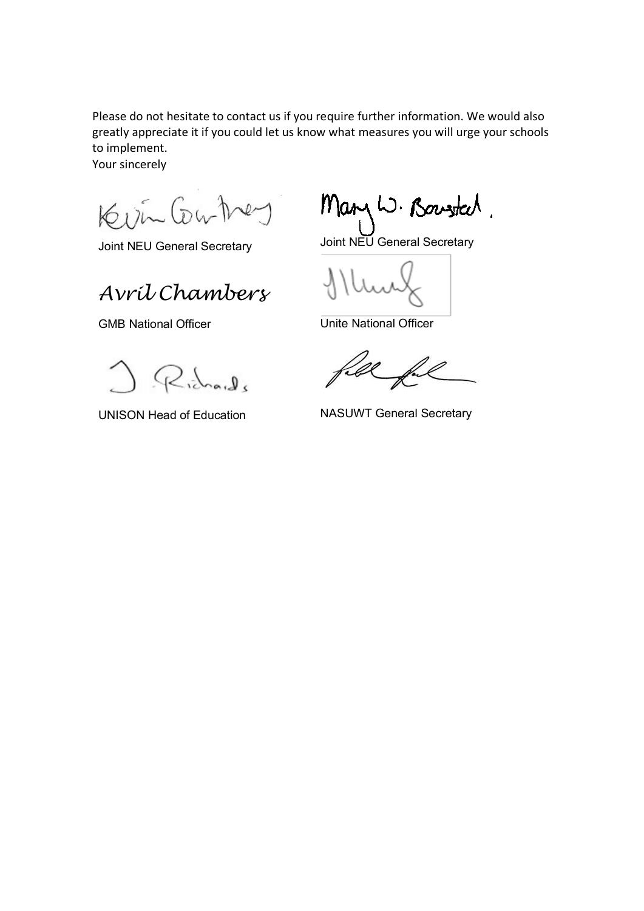Please do not hesitate to contact us if you require further information. We would also greatly appreciate it if you could let us know what measures you will urge your schools to implement.

Your sincerely

Kevin Courtney

Joint NEU General Secretary

Mary W. Bousted

Joint NEU General Secretary

*Avril Chambers*

GMB National Officer

Unite National Officer

J Richards

UNISON Head of Education

NASUWT General Secretary